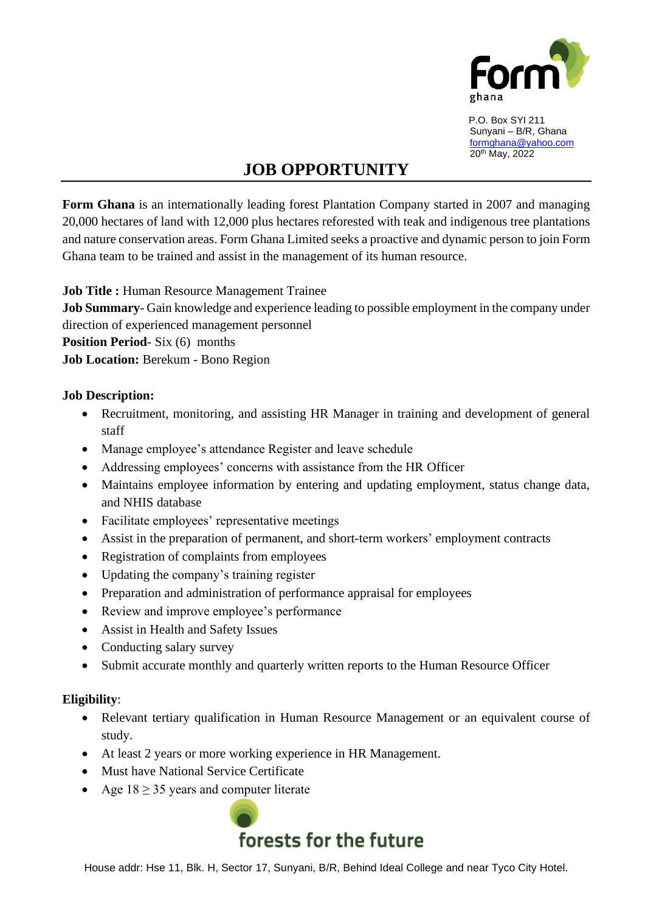Form ghana

P.O. Box SYI 211
Sunyani – B/R, Ghana
formghana@yahoo.com
20th May, 2022

# JOB OPPORTUNITY

**Form Ghana** is an internationally leading forest Plantation Company started in 2007 and managing 20,000 hectares of land with 12,000 plus hectares reforested with teak and indigenous tree plantations and nature conservation areas. Form Ghana Limited seeks a proactive and dynamic person to join Form Ghana team to be trained and assist in the management of its human resource.

**Job Title :** Human Resource Management Trainee
**Job Summary**- Gain knowledge and experience leading to possible employment in the company under direction of experienced management personnel
**Position Period**- Six (6) months
**Job Location:** Berekum - Bono Region

**Job Description:**

- Recruitment, monitoring, and assisting HR Manager in training and development of general staff
- Manage employee's attendance Register and leave schedule
- Addressing employees' concerns with assistance from the HR Officer
- Maintains employee information by entering and updating employment, status change data, and NHIS database
- Facilitate employees' representative meetings
- Assist in the preparation of permanent, and short-term workers' employment contracts
- Registration of complaints from employees
- Updating the company's training register
- Preparation and administration of performance appraisal for employees
- Review and improve employee's performance
- Assist in Health and Safety Issues
- Conducting salary survey
- Submit accurate monthly and quarterly written reports to the Human Resource Officer

**Eligibility**:

- Relevant tertiary qualification in Human Resource Management or an equivalent course of study.
- At least 2 years or more working experience in HR Management.
- Must have National Service Certificate
- Age 18 ≥ 35 years and computer literate

forests for the future

House addr: Hse 11, Blk. H, Sector 17, Sunyani, B/R, Behind Ideal College and near Tyco City Hotel.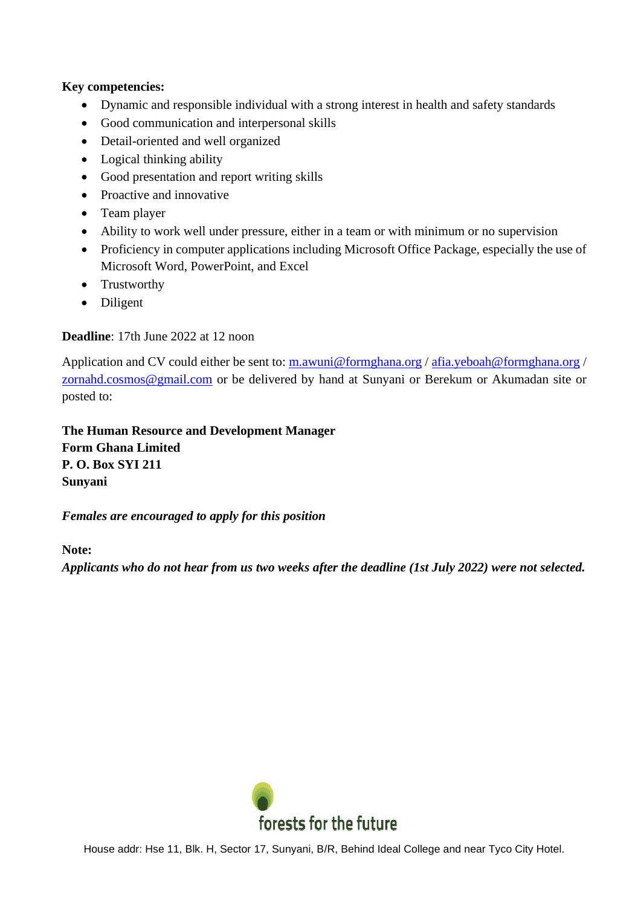**Key competencies:**

- Dynamic and responsible individual with a strong interest in health and safety standards
- Good communication and interpersonal skills
- Detail-oriented and well organized
- Logical thinking ability
- Good presentation and report writing skills
- Proactive and innovative
- Team player
- Ability to work well under pressure, either in a team or with minimum or no supervision
- Proficiency in computer applications including Microsoft Office Package, especially the use of Microsoft Word, PowerPoint, and Excel
- Trustworthy
- Diligent

**Deadline**: 17th June 2022 at 12 noon

Application and CV could either be sent to: m.awuni@formghana.org / afia.yeboah@formghana.org / zornahd.cosmos@gmail.com or be delivered by hand at Sunyani or Berekum or Akumadan site or posted to:

**The Human Resource and Development Manager**
**Form Ghana Limited**
**P. O. Box SYI 211**
**Sunyani**

***Females are encouraged to apply for this position***

**Note:**
***Applicants who do not hear from us two weeks after the deadline (1st July 2022) were not selected.***

forests for the future

House addr: Hse 11, Blk. H, Sector 17, Sunyani, B/R, Behind Ideal College and near Tyco City Hotel.